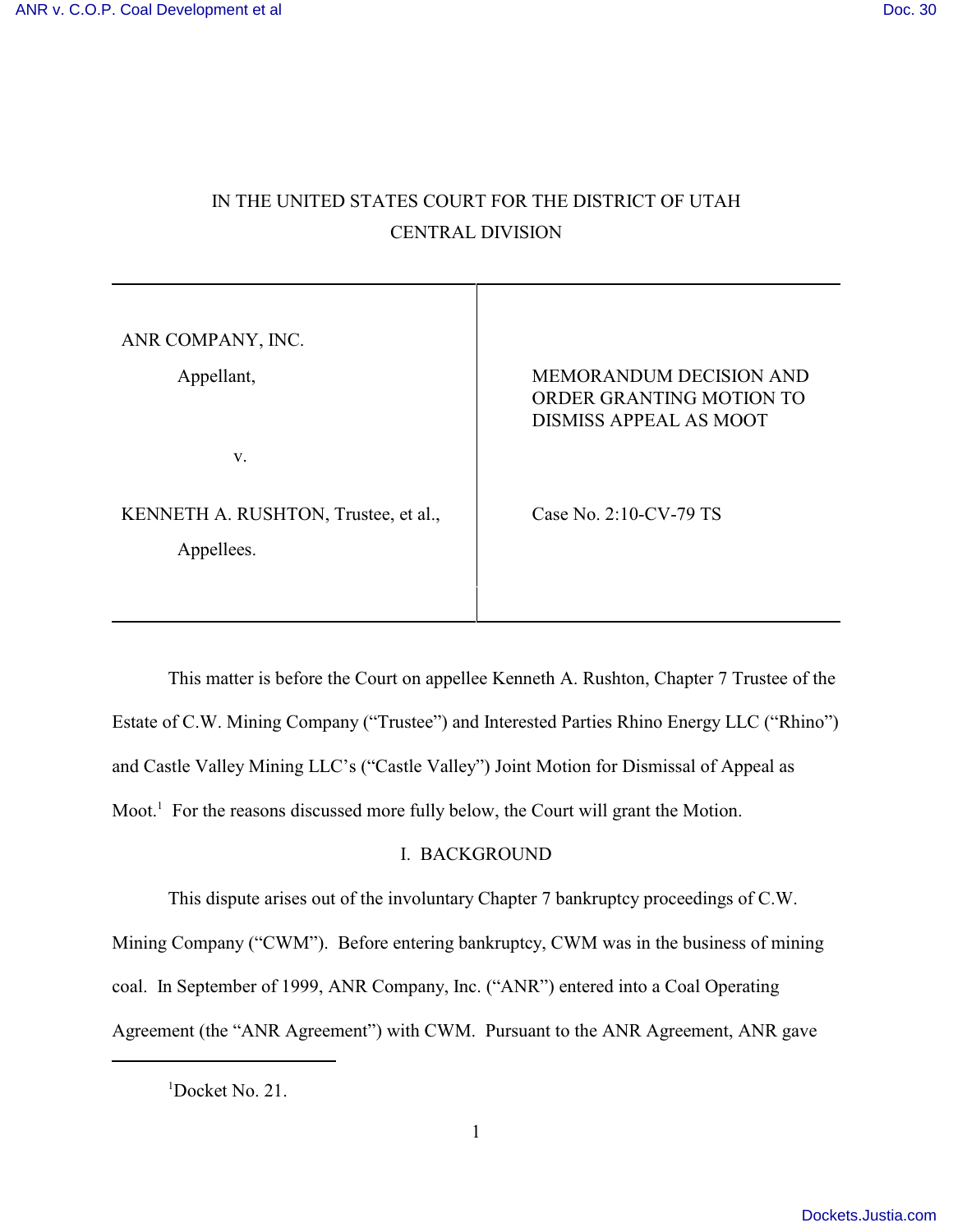IN THE UNITED STATES COURT FOR THE DISTRICT OF UTAH
CENTRAL DIVISION

| | |
|---|---|
| ANR COMPANY, INC.<br><br>Appellant,<br><br>v.<br><br>KENNETH A. RUSHTON, Trustee, et al.,<br><br>Appellees. | MEMORANDUM DECISION AND ORDER GRANTING MOTION TO DISMISS APPEAL AS MOOT<br><br>Case No. 2:10-CV-79 TS |

This matter is before the Court on appellee Kenneth A. Rushton, Chapter 7 Trustee of the Estate of C.W. Mining Company ("Trustee") and Interested Parties Rhino Energy LLC ("Rhino") and Castle Valley Mining LLC's ("Castle Valley") Joint Motion for Dismissal of Appeal as Moot.[1] For the reasons discussed more fully below, the Court will grant the Motion.

## I. BACKGROUND

This dispute arises out of the involuntary Chapter 7 bankruptcy proceedings of C.W. Mining Company ("CWM"). Before entering bankruptcy, CWM was in the business of mining coal. In September of 1999, ANR Company, Inc. ("ANR") entered into a Coal Operating Agreement (the "ANR Agreement") with CWM. Pursuant to the ANR Agreement, ANR gave

[1] Docket No. 21.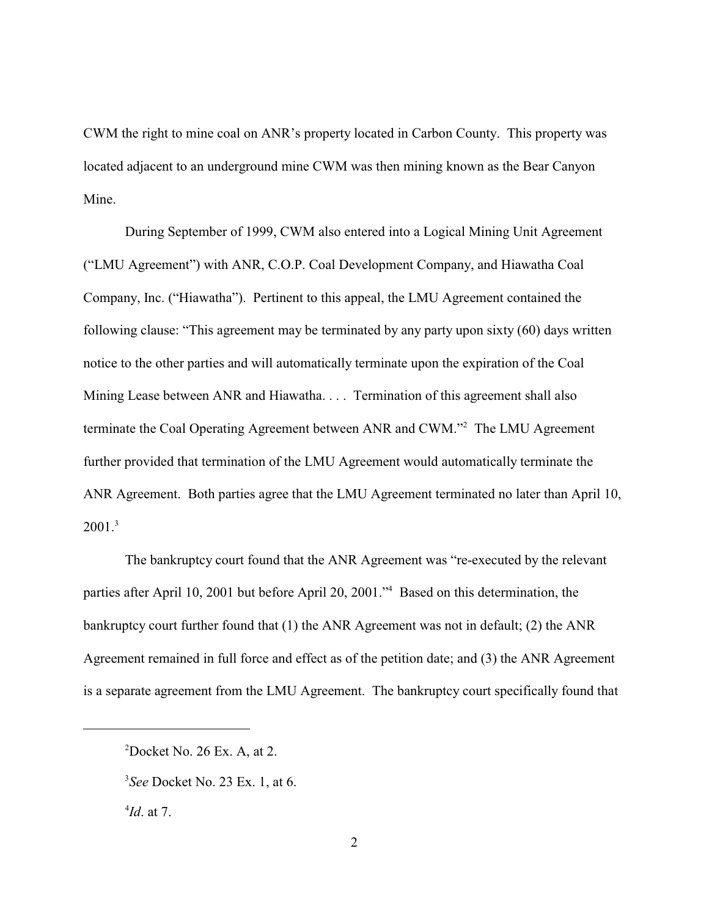CWM the right to mine coal on ANR's property located in Carbon County. This property was located adjacent to an underground mine CWM was then mining known as the Bear Canyon Mine.

During September of 1999, CWM also entered into a Logical Mining Unit Agreement ("LMU Agreement") with ANR, C.O.P. Coal Development Company, and Hiawatha Coal Company, Inc. ("Hiawatha"). Pertinent to this appeal, the LMU Agreement contained the following clause: "This agreement may be terminated by any party upon sixty (60) days written notice to the other parties and will automatically terminate upon the expiration of the Coal Mining Lease between ANR and Hiawatha. . . . Termination of this agreement shall also terminate the Coal Operating Agreement between ANR and CWM."[2] The LMU Agreement further provided that termination of the LMU Agreement would automatically terminate the ANR Agreement. Both parties agree that the LMU Agreement terminated no later than April 10, 2001.[3]

The bankruptcy court found that the ANR Agreement was "re-executed by the relevant parties after April 10, 2001 but before April 20, 2001."[4] Based on this determination, the bankruptcy court further found that (1) the ANR Agreement was not in default; (2) the ANR Agreement remained in full force and effect as of the petition date; and (3) the ANR Agreement is a separate agreement from the LMU Agreement. The bankruptcy court specifically found that

---

[2]Docket No. 26 Ex. A, at 2.

[3]*See* Docket No. 23 Ex. 1, at 6.

[4]*Id*. at 7.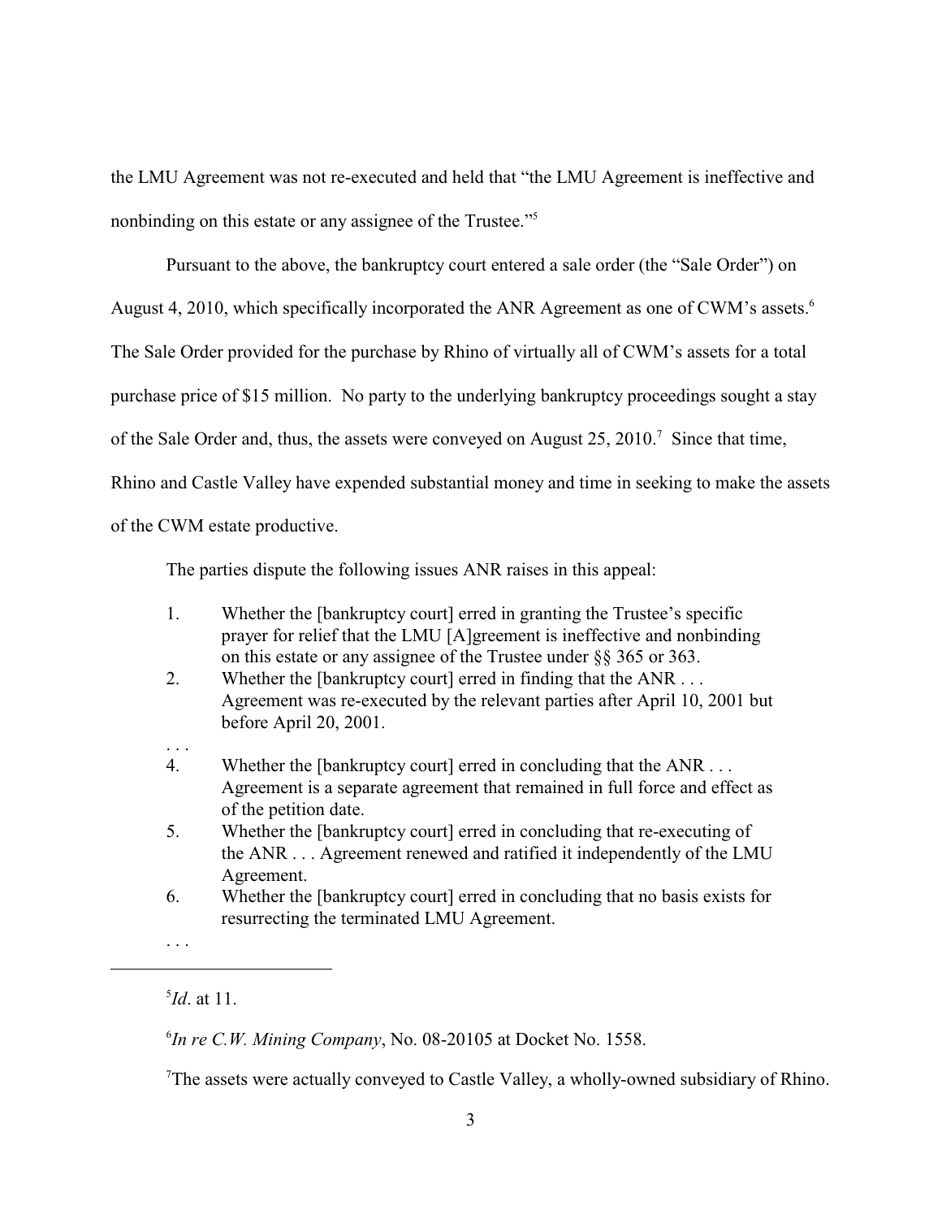the LMU Agreement was not re-executed and held that "the LMU Agreement is ineffective and nonbinding on this estate or any assignee of the Trustee."[5]

Pursuant to the above, the bankruptcy court entered a sale order (the "Sale Order") on August 4, 2010, which specifically incorporated the ANR Agreement as one of CWM's assets.[6] The Sale Order provided for the purchase by Rhino of virtually all of CWM's assets for a total purchase price of $15 million. No party to the underlying bankruptcy proceedings sought a stay of the Sale Order and, thus, the assets were conveyed on August 25, 2010.[7] Since that time, Rhino and Castle Valley have expended substantial money and time in seeking to make the assets of the CWM estate productive.

The parties dispute the following issues ANR raises in this appeal:

> 1. Whether the [bankruptcy court] erred in granting the Trustee's specific prayer for relief that the LMU [A]greement is ineffective and nonbinding on this estate or any assignee of the Trustee under §§ 365 or 363.
> 2. Whether the [bankruptcy court] erred in finding that the ANR . . . Agreement was re-executed by the relevant parties after April 10, 2001 but before April 20, 2001.
>
> . . .
>
> 4. Whether the [bankruptcy court] erred in concluding that the ANR . . . Agreement is a separate agreement that remained in full force and effect as of the petition date.
> 5. Whether the [bankruptcy court] erred in concluding that re-executing of the ANR . . . Agreement renewed and ratified it independently of the LMU Agreement.
> 6. Whether the [bankruptcy court] erred in concluding that no basis exists for resurrecting the terminated LMU Agreement.
>
> . . .

---

[5] *Id*. at 11.

[6] *In re C.W. Mining Company*, No. 08-20105 at Docket No. 1558.

[7] The assets were actually conveyed to Castle Valley, a wholly-owned subsidiary of Rhino.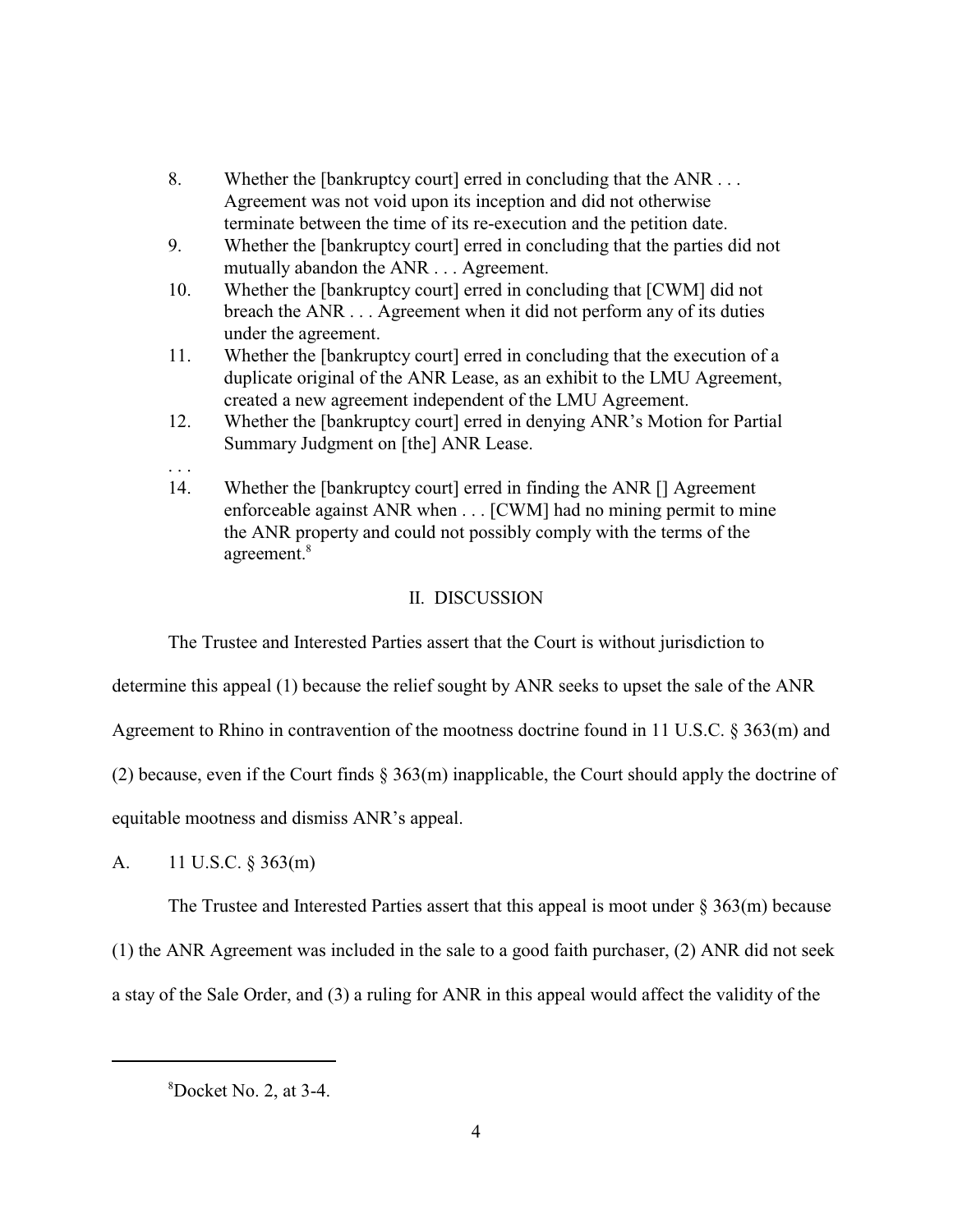8. Whether the [bankruptcy court] erred in concluding that the ANR . . . Agreement was not void upon its inception and did not otherwise terminate between the time of its re-execution and the petition date.
9. Whether the [bankruptcy court] erred in concluding that the parties did not mutually abandon the ANR . . . Agreement.
10. Whether the [bankruptcy court] erred in concluding that [CWM] did not breach the ANR . . . Agreement when it did not perform any of its duties under the agreement.
11. Whether the [bankruptcy court] erred in concluding that the execution of a duplicate original of the ANR Lease, as an exhibit to the LMU Agreement, created a new agreement independent of the LMU Agreement.
12. Whether the [bankruptcy court] erred in denying ANR's Motion for Partial Summary Judgment on [the] ANR Lease.

. . .

14. Whether the [bankruptcy court] erred in finding the ANR [] Agreement enforceable against ANR when . . . [CWM] had no mining permit to mine the ANR property and could not possibly comply with the terms of the agreement.[8]

## II. DISCUSSION

The Trustee and Interested Parties assert that the Court is without jurisdiction to determine this appeal (1) because the relief sought by ANR seeks to upset the sale of the ANR Agreement to Rhino in contravention of the mootness doctrine found in 11 U.S.C. § 363(m) and (2) because, even if the Court finds § 363(m) inapplicable, the Court should apply the doctrine of equitable mootness and dismiss ANR's appeal.

### A. 11 U.S.C. § 363(m)

The Trustee and Interested Parties assert that this appeal is moot under § 363(m) because (1) the ANR Agreement was included in the sale to a good faith purchaser, (2) ANR did not seek a stay of the Sale Order, and (3) a ruling for ANR in this appeal would affect the validity of the

---

[8] Docket No. 2, at 3-4.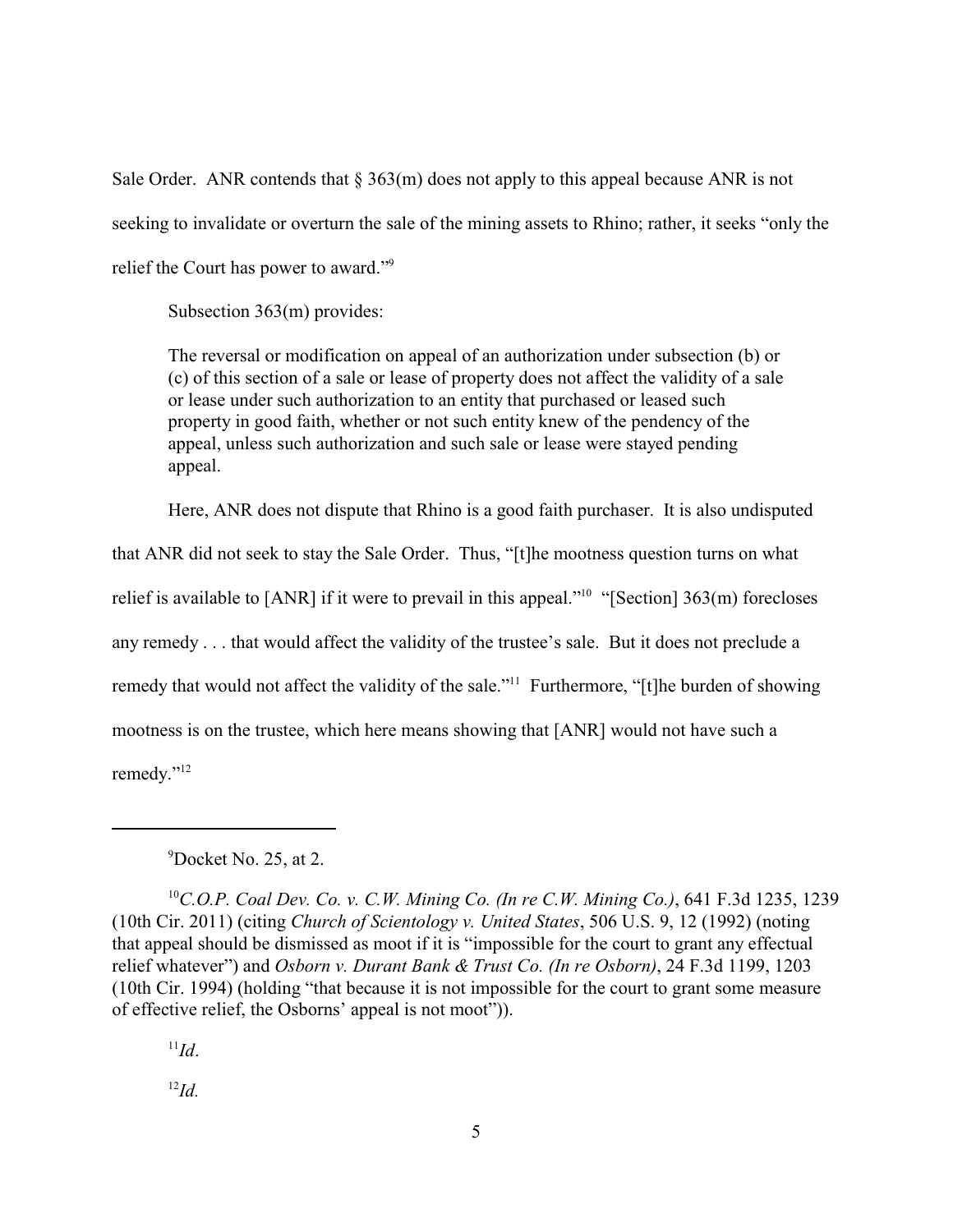Sale Order. ANR contends that § 363(m) does not apply to this appeal because ANR is not seeking to invalidate or overturn the sale of the mining assets to Rhino; rather, it seeks "only the relief the Court has power to award."[9]

Subsection 363(m) provides:

> The reversal or modification on appeal of an authorization under subsection (b) or (c) of this section of a sale or lease of property does not affect the validity of a sale or lease under such authorization to an entity that purchased or leased such property in good faith, whether or not such entity knew of the pendency of the appeal, unless such authorization and such sale or lease were stayed pending appeal.

Here, ANR does not dispute that Rhino is a good faith purchaser. It is also undisputed that ANR did not seek to stay the Sale Order. Thus, "[t]he mootness question turns on what relief is available to [ANR] if it were to prevail in this appeal."[10] "[Section] 363(m) forecloses any remedy . . . that would affect the validity of the trustee's sale. But it does not preclude a remedy that would not affect the validity of the sale."[11] Furthermore, "[t]he burden of showing mootness is on the trustee, which here means showing that [ANR] would not have such a remedy."[12]

---

[9] Docket No. 25, at 2.

[10] *C.O.P. Coal Dev. Co. v. C.W. Mining Co. (In re C.W. Mining Co.)*, 641 F.3d 1235, 1239 (10th Cir. 2011) (citing *Church of Scientology v. United States*, 506 U.S. 9, 12 (1992) (noting that appeal should be dismissed as moot if it is "impossible for the court to grant any effectual relief whatever") and *Osborn v. Durant Bank & Trust Co. (In re Osborn)*, 24 F.3d 1199, 1203 (10th Cir. 1994) (holding "that because it is not impossible for the court to grant some measure of effective relief, the Osborns' appeal is not moot")).

[11] *Id*.

[12] *Id.*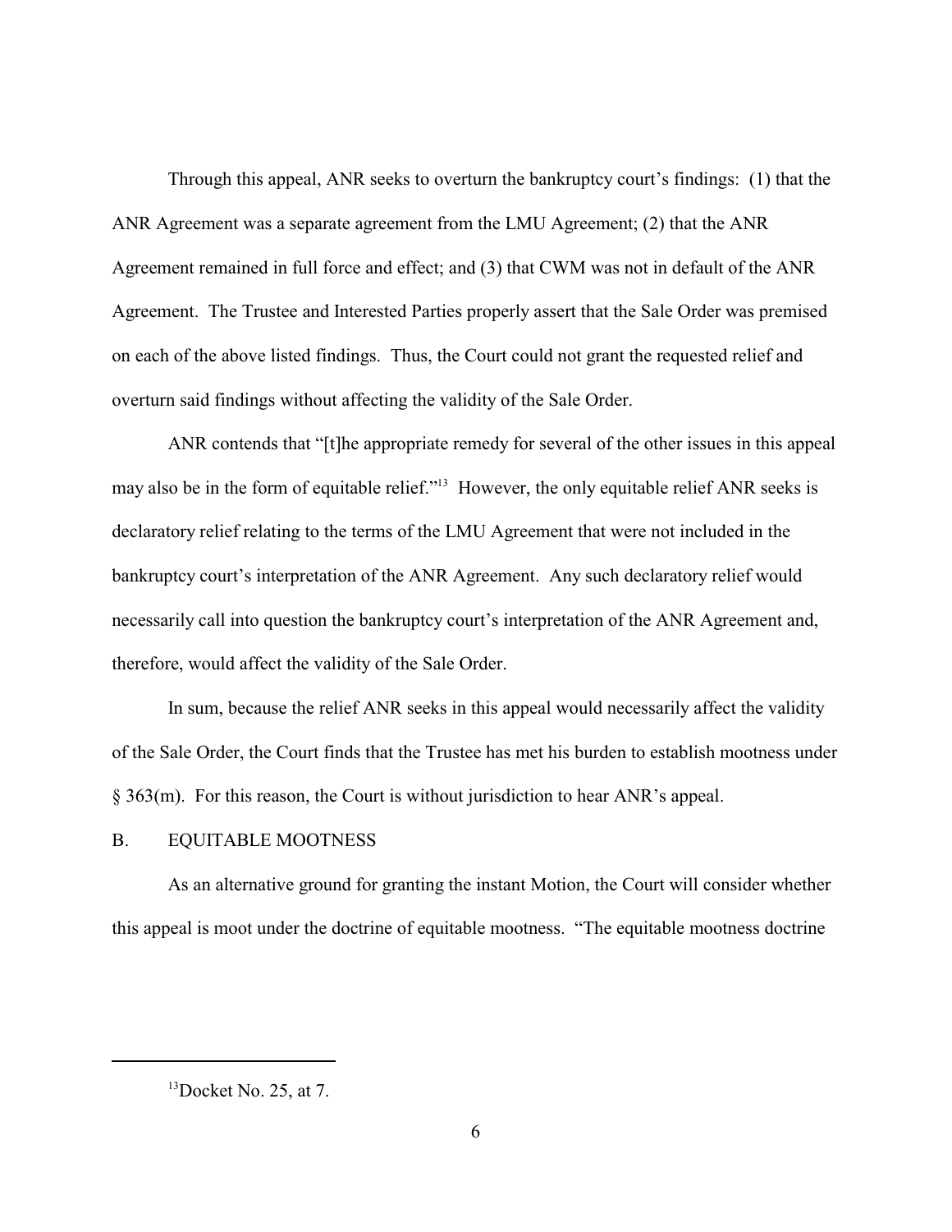Through this appeal, ANR seeks to overturn the bankruptcy court's findings: (1) that the ANR Agreement was a separate agreement from the LMU Agreement; (2) that the ANR Agreement remained in full force and effect; and (3) that CWM was not in default of the ANR Agreement. The Trustee and Interested Parties properly assert that the Sale Order was premised on each of the above listed findings. Thus, the Court could not grant the requested relief and overturn said findings without affecting the validity of the Sale Order.

ANR contends that "[t]he appropriate remedy for several of the other issues in this appeal may also be in the form of equitable relief."[13] However, the only equitable relief ANR seeks is declaratory relief relating to the terms of the LMU Agreement that were not included in the bankruptcy court's interpretation of the ANR Agreement. Any such declaratory relief would necessarily call into question the bankruptcy court's interpretation of the ANR Agreement and, therefore, would affect the validity of the Sale Order.

In sum, because the relief ANR seeks in this appeal would necessarily affect the validity of the Sale Order, the Court finds that the Trustee has met his burden to establish mootness under § 363(m). For this reason, the Court is without jurisdiction to hear ANR's appeal.

## B. EQUITABLE MOOTNESS

As an alternative ground for granting the instant Motion, the Court will consider whether this appeal is moot under the doctrine of equitable mootness. "The equitable mootness doctrine

---

[13] Docket No. 25, at 7.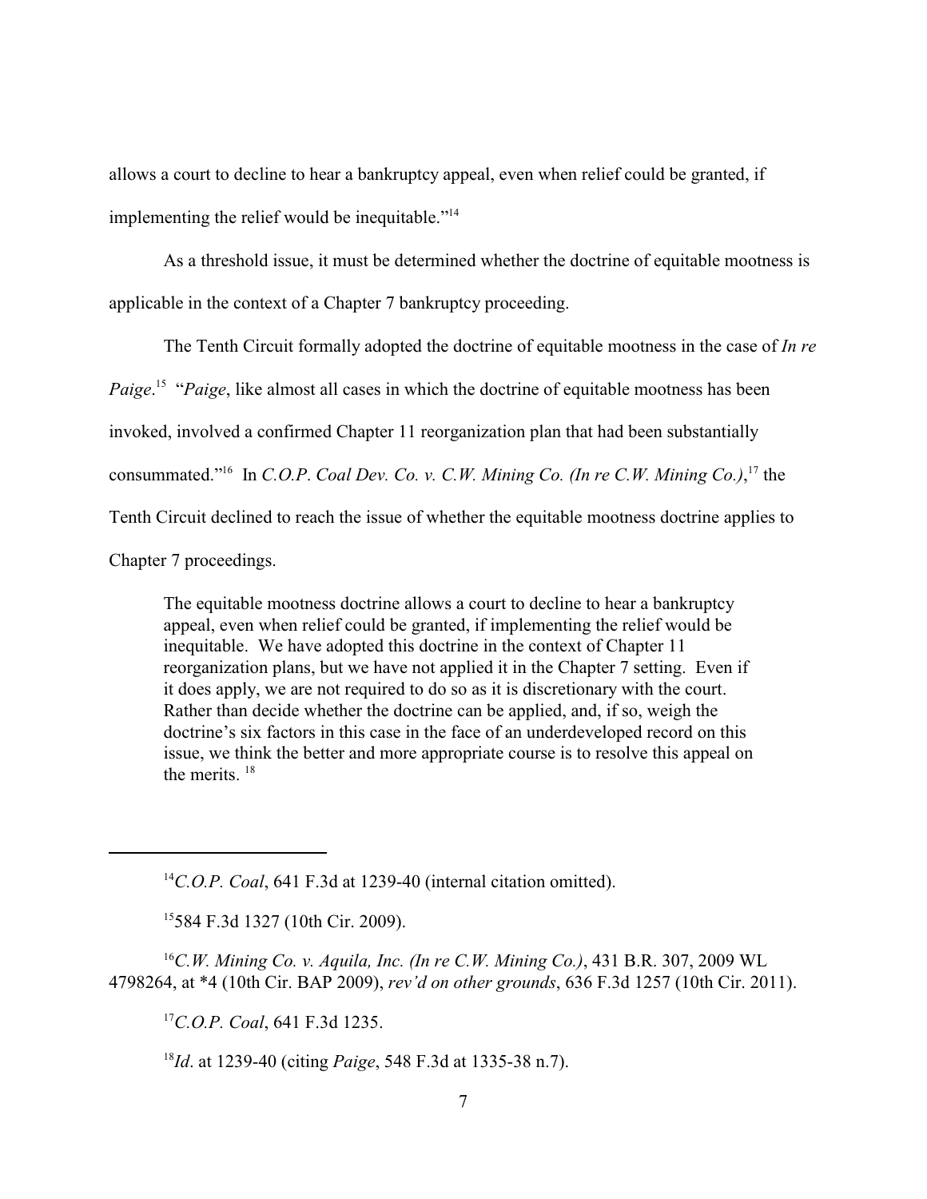allows a court to decline to hear a bankruptcy appeal, even when relief could be granted, if implementing the relief would be inequitable."[14]

As a threshold issue, it must be determined whether the doctrine of equitable mootness is applicable in the context of a Chapter 7 bankruptcy proceeding.

The Tenth Circuit formally adopted the doctrine of equitable mootness in the case of *In re Paige*.[15] "*Paige*, like almost all cases in which the doctrine of equitable mootness has been invoked, involved a confirmed Chapter 11 reorganization plan that had been substantially consummated."[16] In *C.O.P. Coal Dev. Co. v. C.W. Mining Co. (In re C.W. Mining Co.)*,[17] the Tenth Circuit declined to reach the issue of whether the equitable mootness doctrine applies to Chapter 7 proceedings.

> The equitable mootness doctrine allows a court to decline to hear a bankruptcy appeal, even when relief could be granted, if implementing the relief would be inequitable. We have adopted this doctrine in the context of Chapter 11 reorganization plans, but we have not applied it in the Chapter 7 setting. Even if it does apply, we are not required to do so as it is discretionary with the court. Rather than decide whether the doctrine can be applied, and, if so, weigh the doctrine's six factors in this case in the face of an underdeveloped record on this issue, we think the better and more appropriate course is to resolve this appeal on the merits. [18]

---

[14] *C.O.P. Coal*, 641 F.3d at 1239-40 (internal citation omitted).

[15] 584 F.3d 1327 (10th Cir. 2009).

[16] *C.W. Mining Co. v. Aquila, Inc. (In re C.W. Mining Co.)*, 431 B.R. 307, 2009 WL 4798264, at *4 (10th Cir. BAP 2009), *rev'd on other grounds*, 636 F.3d 1257 (10th Cir. 2011).

[17] *C.O.P. Coal*, 641 F.3d 1235.

[18] *Id*. at 1239-40 (citing *Paige*, 548 F.3d at 1335-38 n.7).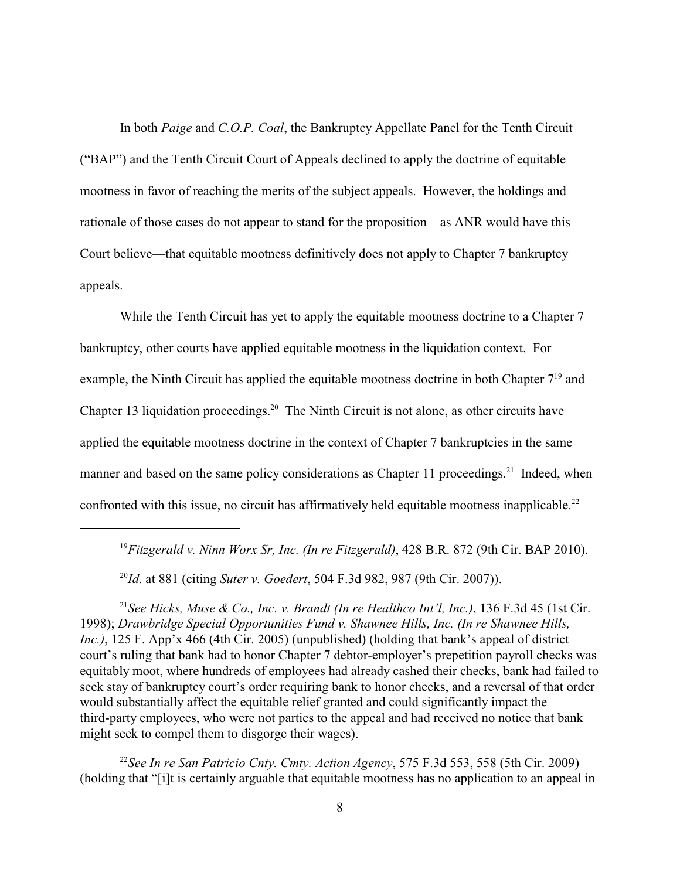In both *Paige* and *C.O.P. Coal*, the Bankruptcy Appellate Panel for the Tenth Circuit ("BAP") and the Tenth Circuit Court of Appeals declined to apply the doctrine of equitable mootness in favor of reaching the merits of the subject appeals. However, the holdings and rationale of those cases do not appear to stand for the proposition—as ANR would have this Court believe—that equitable mootness definitively does not apply to Chapter 7 bankruptcy appeals.

While the Tenth Circuit has yet to apply the equitable mootness doctrine to a Chapter 7 bankruptcy, other courts have applied equitable mootness in the liquidation context. For example, the Ninth Circuit has applied the equitable mootness doctrine in both Chapter 7[19] and Chapter 13 liquidation proceedings.[20] The Ninth Circuit is not alone, as other circuits have applied the equitable mootness doctrine in the context of Chapter 7 bankruptcies in the same manner and based on the same policy considerations as Chapter 11 proceedings.[21] Indeed, when confronted with this issue, no circuit has affirmatively held equitable mootness inapplicable.[22]

---

[19] *Fitzgerald v. Ninn Worx Sr, Inc. (In re Fitzgerald)*, 428 B.R. 872 (9th Cir. BAP 2010).

[20] *Id*. at 881 (citing *Suter v. Goedert*, 504 F.3d 982, 987 (9th Cir. 2007)).

[21] *See Hicks, Muse & Co., Inc. v. Brandt (In re Healthco Int'l, Inc.)*, 136 F.3d 45 (1st Cir. 1998); *Drawbridge Special Opportunities Fund v. Shawnee Hills, Inc. (In re Shawnee Hills, Inc.)*, 125 F. App'x 466 (4th Cir. 2005) (unpublished) (holding that bank's appeal of district court's ruling that bank had to honor Chapter 7 debtor-employer's prepetition payroll checks was equitably moot, where hundreds of employees had already cashed their checks, bank had failed to seek stay of bankruptcy court's order requiring bank to honor checks, and a reversal of that order would substantially affect the equitable relief granted and could significantly impact the third-party employees, who were not parties to the appeal and had received no notice that bank might seek to compel them to disgorge their wages).

[22] *See In re San Patricio Cnty. Cmty. Action Agency*, 575 F.3d 553, 558 (5th Cir. 2009) (holding that "[i]t is certainly arguable that equitable mootness has no application to an appeal in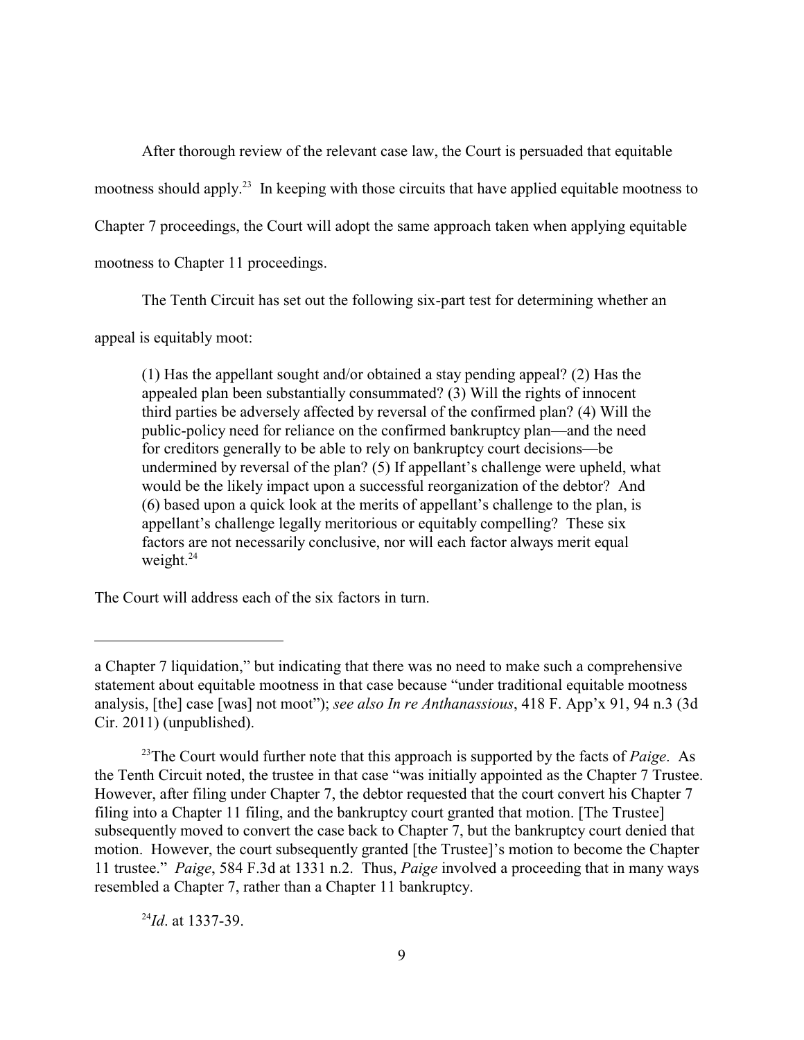After thorough review of the relevant case law, the Court is persuaded that equitable mootness should apply.[23] In keeping with those circuits that have applied equitable mootness to Chapter 7 proceedings, the Court will adopt the same approach taken when applying equitable mootness to Chapter 11 proceedings.

The Tenth Circuit has set out the following six-part test for determining whether an appeal is equitably moot:

> (1) Has the appellant sought and/or obtained a stay pending appeal? (2) Has the appealed plan been substantially consummated? (3) Will the rights of innocent third parties be adversely affected by reversal of the confirmed plan? (4) Will the public-policy need for reliance on the confirmed bankruptcy plan—and the need for creditors generally to be able to rely on bankruptcy court decisions—be undermined by reversal of the plan? (5) If appellant's challenge were upheld, what would be the likely impact upon a successful reorganization of the debtor? And (6) based upon a quick look at the merits of appellant's challenge to the plan, is appellant's challenge legally meritorious or equitably compelling? These six factors are not necessarily conclusive, nor will each factor always merit equal weight.[24]

The Court will address each of the six factors in turn.

---

a Chapter 7 liquidation," but indicating that there was no need to make such a comprehensive statement about equitable mootness in that case because "under traditional equitable mootness analysis, [the] case [was] not moot"); *see also In re Anthanassious*, 418 F. App'x 91, 94 n.3 (3d Cir. 2011) (unpublished).

[23] The Court would further note that this approach is supported by the facts of *Paige*. As the Tenth Circuit noted, the trustee in that case "was initially appointed as the Chapter 7 Trustee. However, after filing under Chapter 7, the debtor requested that the court convert his Chapter 7 filing into a Chapter 11 filing, and the bankruptcy court granted that motion. [The Trustee] subsequently moved to convert the case back to Chapter 7, but the bankruptcy court denied that motion. However, the court subsequently granted [the Trustee]'s motion to become the Chapter 11 trustee." *Paige*, 584 F.3d at 1331 n.2. Thus, *Paige* involved a proceeding that in many ways resembled a Chapter 7, rather than a Chapter 11 bankruptcy.

[24] *Id*. at 1337-39.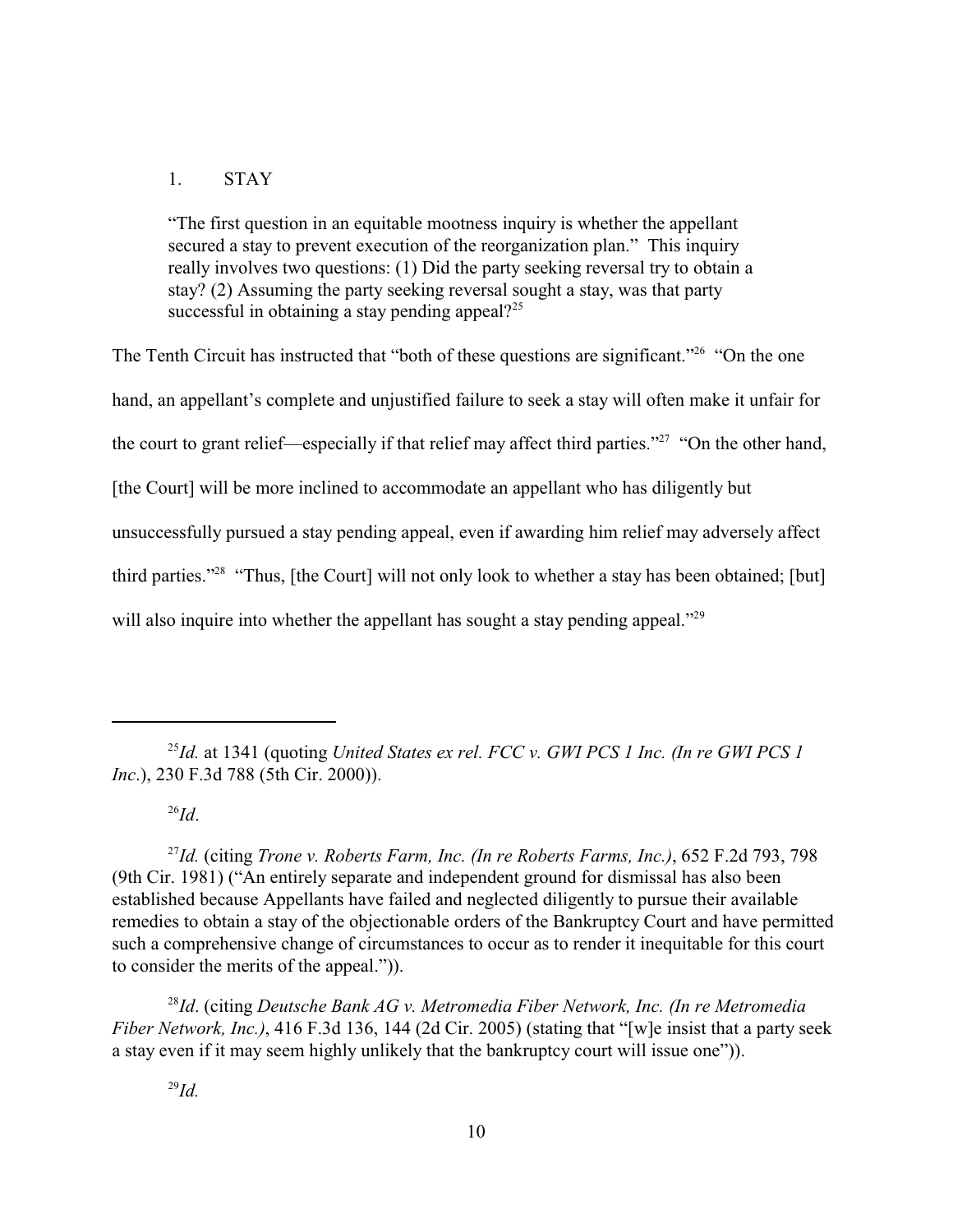### 1. STAY

> "The first question in an equitable mootness inquiry is whether the appellant secured a stay to prevent execution of the reorganization plan." This inquiry really involves two questions: (1) Did the party seeking reversal try to obtain a stay? (2) Assuming the party seeking reversal sought a stay, was that party successful in obtaining a stay pending appeal?[25]

The Tenth Circuit has instructed that "both of these questions are significant."[26] "On the one hand, an appellant's complete and unjustified failure to seek a stay will often make it unfair for the court to grant relief—especially if that relief may affect third parties."[27] "On the other hand, [the Court] will be more inclined to accommodate an appellant who has diligently but unsuccessfully pursued a stay pending appeal, even if awarding him relief may adversely affect third parties."[28] "Thus, [the Court] will not only look to whether a stay has been obtained; [but] will also inquire into whether the appellant has sought a stay pending appeal."[29]

---

[25] *Id.* at 1341 (quoting *United States ex rel. FCC v. GWI PCS 1 Inc. (In re GWI PCS 1 Inc.*), 230 F.3d 788 (5th Cir. 2000)).

[26] *Id*.

[27] *Id.* (citing *Trone v. Roberts Farm, Inc. (In re Roberts Farms, Inc.)*, 652 F.2d 793, 798 (9th Cir. 1981) ("An entirely separate and independent ground for dismissal has also been established because Appellants have failed and neglected diligently to pursue their available remedies to obtain a stay of the objectionable orders of the Bankruptcy Court and have permitted such a comprehensive change of circumstances to occur as to render it inequitable for this court to consider the merits of the appeal.")).

[28] *Id*. (citing *Deutsche Bank AG v. Metromedia Fiber Network, Inc. (In re Metromedia Fiber Network, Inc.)*, 416 F.3d 136, 144 (2d Cir. 2005) (stating that "[w]e insist that a party seek a stay even if it may seem highly unlikely that the bankruptcy court will issue one")).

[29] *Id.*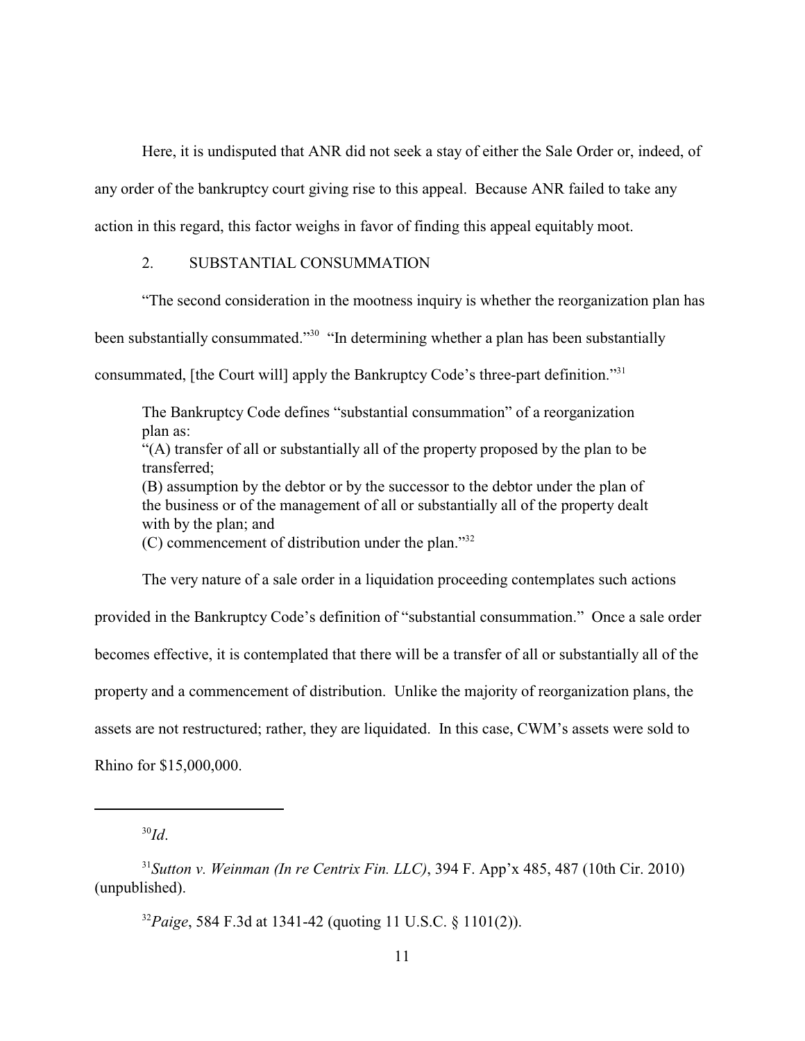Here, it is undisputed that ANR did not seek a stay of either the Sale Order or, indeed, of any order of the bankruptcy court giving rise to this appeal. Because ANR failed to take any action in this regard, this factor weighs in favor of finding this appeal equitably moot.

### 2. SUBSTANTIAL CONSUMMATION

"The second consideration in the mootness inquiry is whether the reorganization plan has been substantially consummated."[30] "In determining whether a plan has been substantially consummated, [the Court will] apply the Bankruptcy Code's three-part definition."[31]

> The Bankruptcy Code defines "substantial consummation" of a reorganization plan as:
> "(A) transfer of all or substantially all of the property proposed by the plan to be transferred;
> (B) assumption by the debtor or by the successor to the debtor under the plan of the business or of the management of all or substantially all of the property dealt with by the plan; and
> (C) commencement of distribution under the plan."[32]

The very nature of a sale order in a liquidation proceeding contemplates such actions provided in the Bankruptcy Code's definition of "substantial consummation." Once a sale order becomes effective, it is contemplated that there will be a transfer of all or substantially all of the property and a commencement of distribution. Unlike the majority of reorganization plans, the assets are not restructured; rather, they are liquidated. In this case, CWM's assets were sold to Rhino for $15,000,000.

---

[30] *Id*.

[31] *Sutton v. Weinman (In re Centrix Fin. LLC)*, 394 F. App'x 485, 487 (10th Cir. 2010) (unpublished).

[32] *Paige*, 584 F.3d at 1341-42 (quoting 11 U.S.C. § 1101(2)).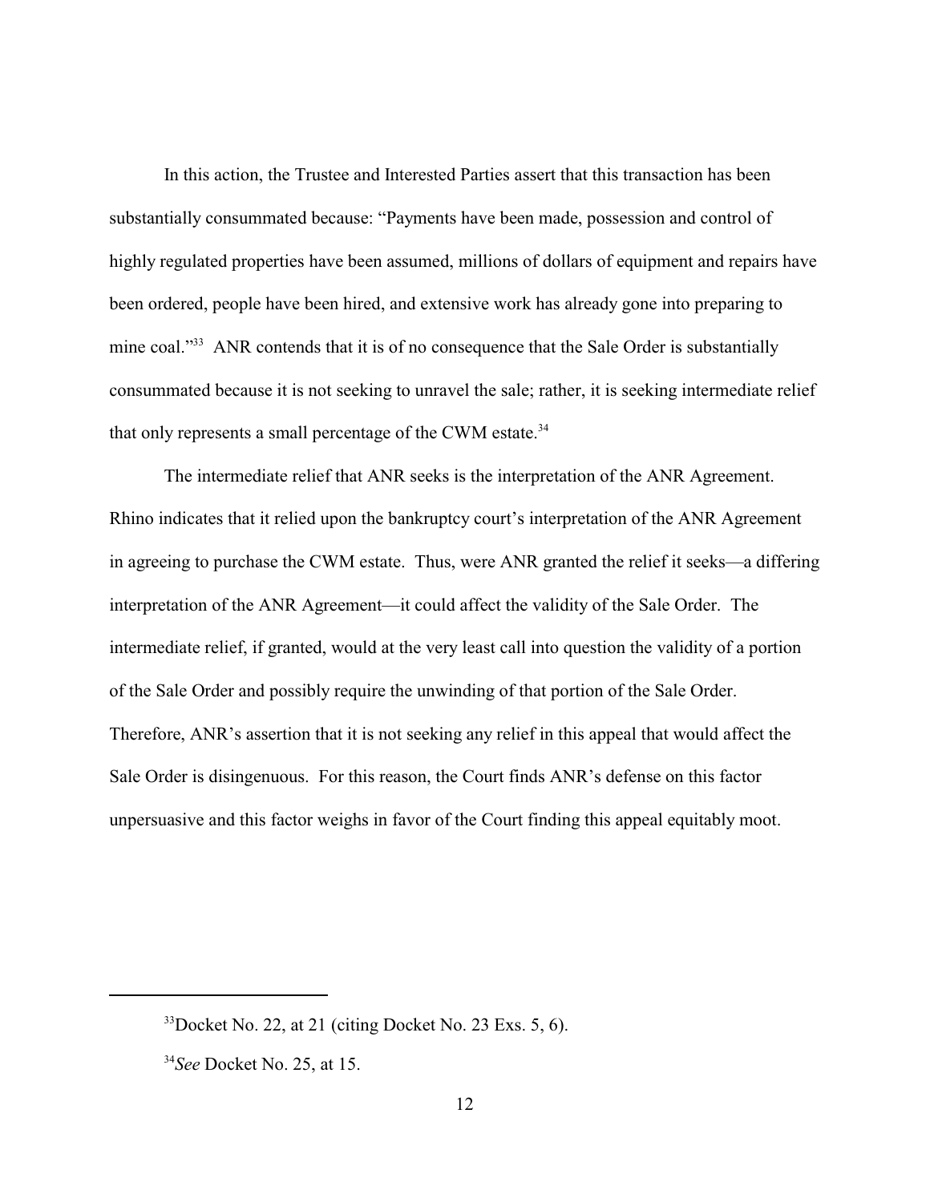In this action, the Trustee and Interested Parties assert that this transaction has been substantially consummated because: "Payments have been made, possession and control of highly regulated properties have been assumed, millions of dollars of equipment and repairs have been ordered, people have been hired, and extensive work has already gone into preparing to mine coal."[33] ANR contends that it is of no consequence that the Sale Order is substantially consummated because it is not seeking to unravel the sale; rather, it is seeking intermediate relief that only represents a small percentage of the CWM estate.[34]

The intermediate relief that ANR seeks is the interpretation of the ANR Agreement. Rhino indicates that it relied upon the bankruptcy court's interpretation of the ANR Agreement in agreeing to purchase the CWM estate. Thus, were ANR granted the relief it seeks—a differing interpretation of the ANR Agreement—it could affect the validity of the Sale Order. The intermediate relief, if granted, would at the very least call into question the validity of a portion of the Sale Order and possibly require the unwinding of that portion of the Sale Order. Therefore, ANR's assertion that it is not seeking any relief in this appeal that would affect the Sale Order is disingenuous. For this reason, the Court finds ANR's defense on this factor unpersuasive and this factor weighs in favor of the Court finding this appeal equitably moot.

---

[33] Docket No. 22, at 21 (citing Docket No. 23 Exs. 5, 6).

[34] *See* Docket No. 25, at 15.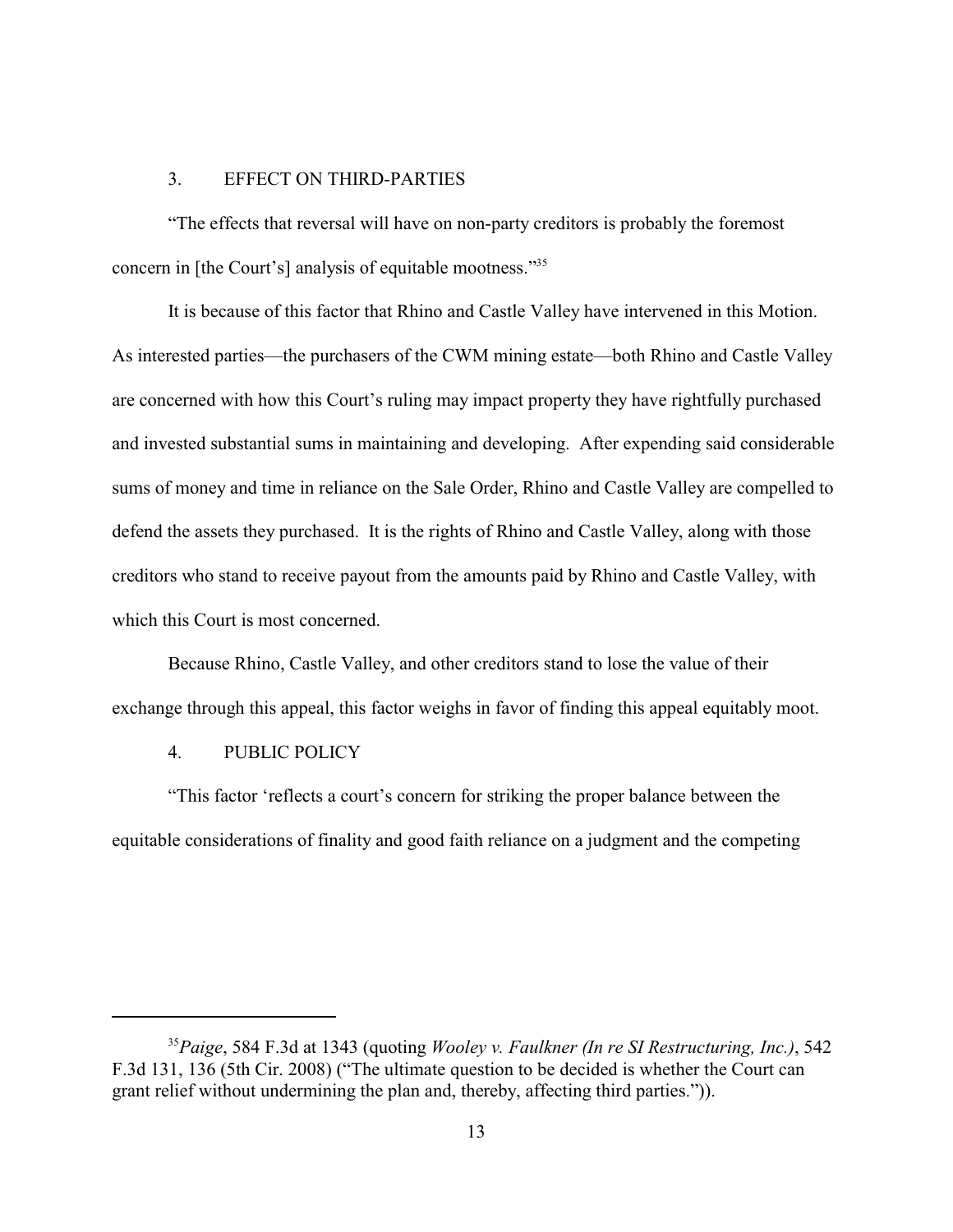### 3. EFFECT ON THIRD-PARTIES

"The effects that reversal will have on non-party creditors is probably the foremost concern in [the Court's] analysis of equitable mootness."[35]

It is because of this factor that Rhino and Castle Valley have intervened in this Motion. As interested parties—the purchasers of the CWM mining estate—both Rhino and Castle Valley are concerned with how this Court's ruling may impact property they have rightfully purchased and invested substantial sums in maintaining and developing. After expending said considerable sums of money and time in reliance on the Sale Order, Rhino and Castle Valley are compelled to defend the assets they purchased. It is the rights of Rhino and Castle Valley, along with those creditors who stand to receive payout from the amounts paid by Rhino and Castle Valley, with which this Court is most concerned.

Because Rhino, Castle Valley, and other creditors stand to lose the value of their exchange through this appeal, this factor weighs in favor of finding this appeal equitably moot.

### 4. PUBLIC POLICY

"This factor 'reflects a court's concern for striking the proper balance between the equitable considerations of finality and good faith reliance on a judgment and the competing

---

[35] *Paige*, 584 F.3d at 1343 (quoting *Wooley v. Faulkner (In re SI Restructuring, Inc.)*, 542 F.3d 131, 136 (5th Cir. 2008) ("The ultimate question to be decided is whether the Court can grant relief without undermining the plan and, thereby, affecting third parties.")).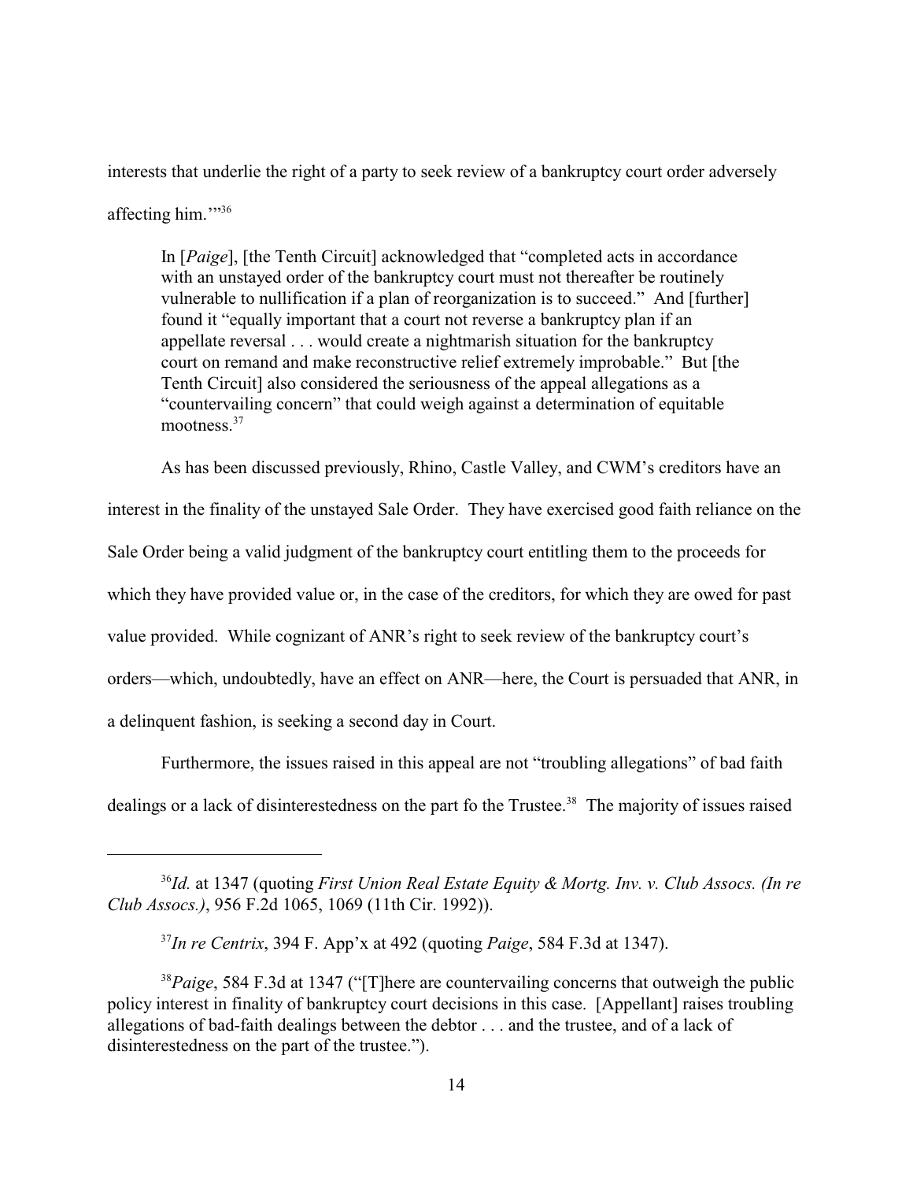interests that underlie the right of a party to seek review of a bankruptcy court order adversely affecting him.'"[36]

> In [*Paige*], [the Tenth Circuit] acknowledged that "completed acts in accordance with an unstayed order of the bankruptcy court must not thereafter be routinely vulnerable to nullification if a plan of reorganization is to succeed." And [further] found it "equally important that a court not reverse a bankruptcy plan if an appellate reversal . . . would create a nightmarish situation for the bankruptcy court on remand and make reconstructive relief extremely improbable." But [the Tenth Circuit] also considered the seriousness of the appeal allegations as a "countervailing concern" that could weigh against a determination of equitable mootness.[37]

As has been discussed previously, Rhino, Castle Valley, and CWM's creditors have an interest in the finality of the unstayed Sale Order. They have exercised good faith reliance on the Sale Order being a valid judgment of the bankruptcy court entitling them to the proceeds for which they have provided value or, in the case of the creditors, for which they are owed for past value provided. While cognizant of ANR's right to seek review of the bankruptcy court's orders—which, undoubtedly, have an effect on ANR—here, the Court is persuaded that ANR, in a delinquent fashion, is seeking a second day in Court.

Furthermore, the issues raised in this appeal are not "troubling allegations" of bad faith dealings or a lack of disinterestedness on the part fo the Trustee.[38] The majority of issues raised

---

[36] *Id.* at 1347 (quoting *First Union Real Estate Equity & Mortg. Inv. v. Club Assocs. (In re Club Assocs.)*, 956 F.2d 1065, 1069 (11th Cir. 1992)).

[37] *In re Centrix*, 394 F. App'x at 492 (quoting *Paige*, 584 F.3d at 1347).

[38] *Paige*, 584 F.3d at 1347 ("[T]here are countervailing concerns that outweigh the public policy interest in finality of bankruptcy court decisions in this case. [Appellant] raises troubling allegations of bad-faith dealings between the debtor . . . and the trustee, and of a lack of disinterestedness on the part of the trustee.").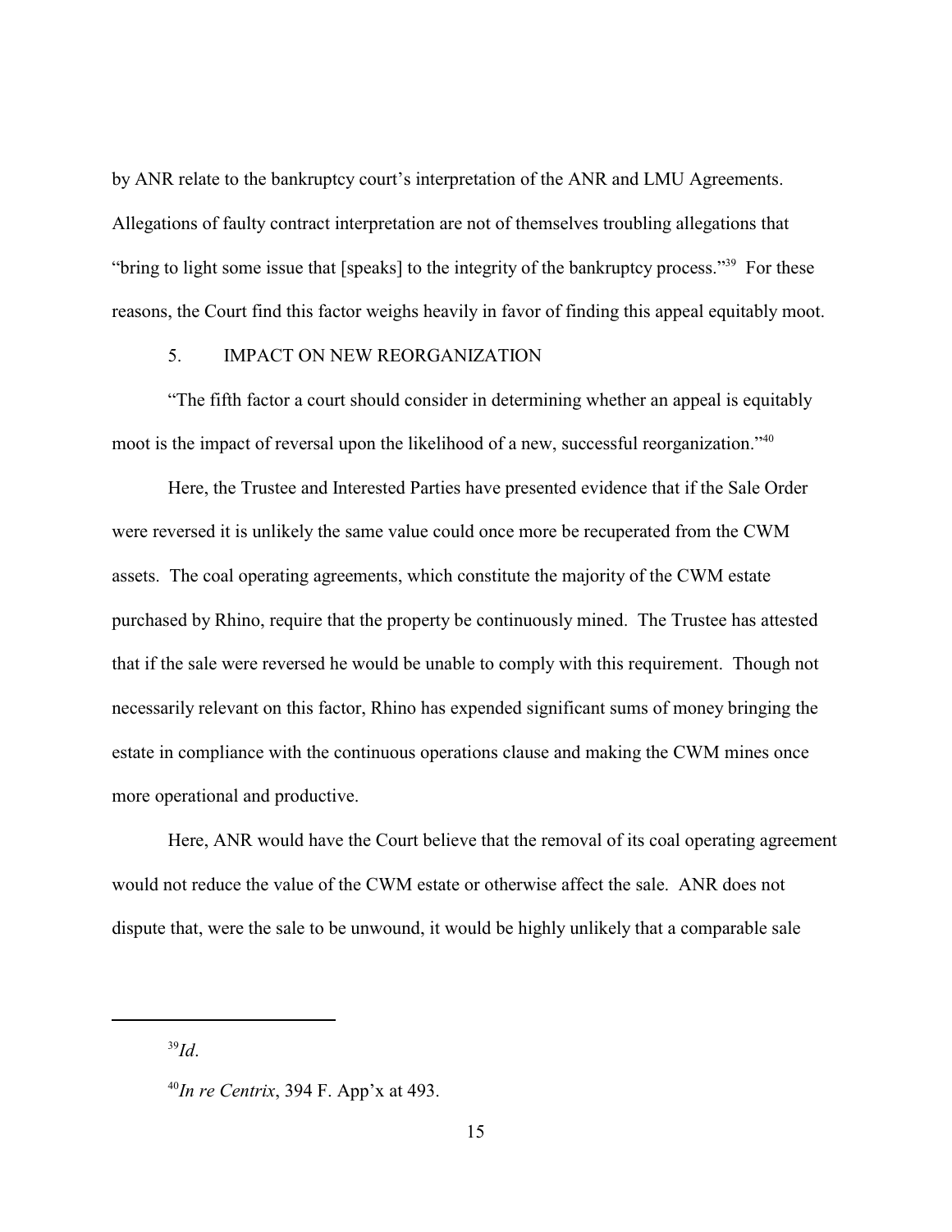by ANR relate to the bankruptcy court's interpretation of the ANR and LMU Agreements. Allegations of faulty contract interpretation are not of themselves troubling allegations that "bring to light some issue that [speaks] to the integrity of the bankruptcy process."[39] For these reasons, the Court find this factor weighs heavily in favor of finding this appeal equitably moot.

5. IMPACT ON NEW REORGANIZATION

"The fifth factor a court should consider in determining whether an appeal is equitably moot is the impact of reversal upon the likelihood of a new, successful reorganization."[40]

Here, the Trustee and Interested Parties have presented evidence that if the Sale Order were reversed it is unlikely the same value could once more be recuperated from the CWM assets. The coal operating agreements, which constitute the majority of the CWM estate purchased by Rhino, require that the property be continuously mined. The Trustee has attested that if the sale were reversed he would be unable to comply with this requirement. Though not necessarily relevant on this factor, Rhino has expended significant sums of money bringing the estate in compliance with the continuous operations clause and making the CWM mines once more operational and productive.

Here, ANR would have the Court believe that the removal of its coal operating agreement would not reduce the value of the CWM estate or otherwise affect the sale. ANR does not dispute that, were the sale to be unwound, it would be highly unlikely that a comparable sale

---

[39] *Id*.

[40] *In re Centrix*, 394 F. App'x at 493.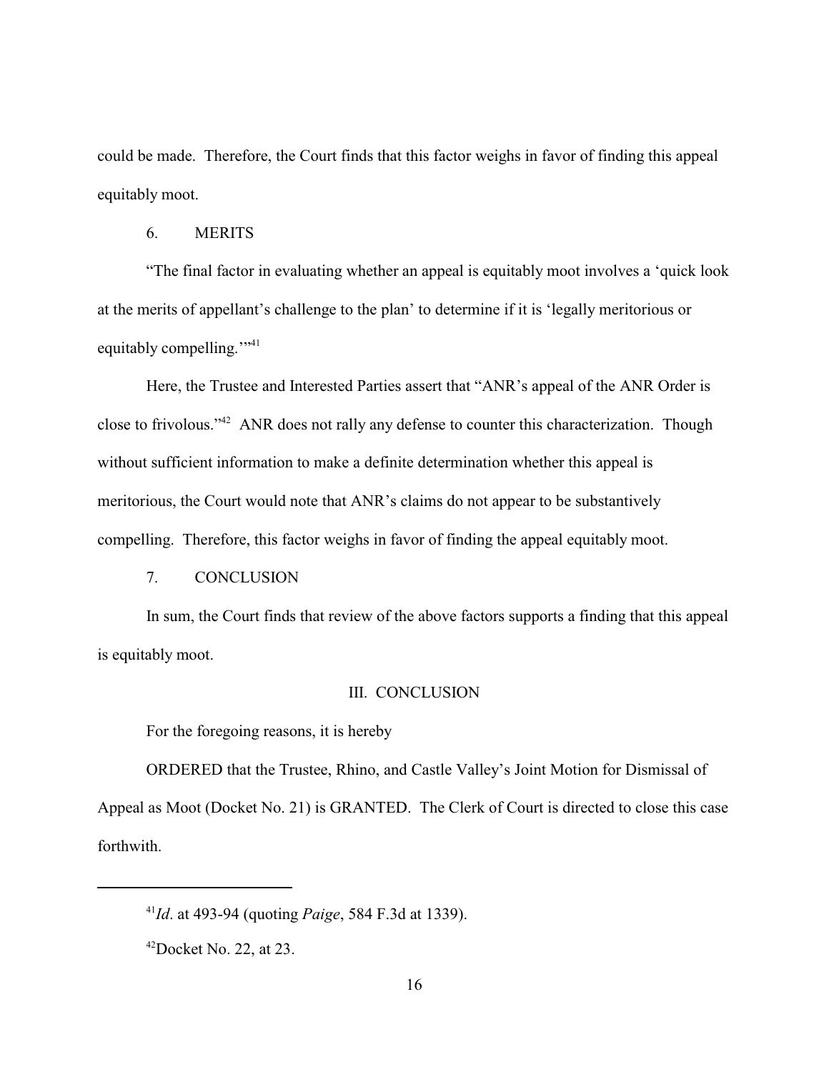could be made. Therefore, the Court finds that this factor weighs in favor of finding this appeal equitably moot.

6. MERITS

"The final factor in evaluating whether an appeal is equitably moot involves a 'quick look at the merits of appellant's challenge to the plan' to determine if it is 'legally meritorious or equitably compelling.'"[41]

Here, the Trustee and Interested Parties assert that "ANR's appeal of the ANR Order is close to frivolous."[42] ANR does not rally any defense to counter this characterization. Though without sufficient information to make a definite determination whether this appeal is meritorious, the Court would note that ANR's claims do not appear to be substantively compelling. Therefore, this factor weighs in favor of finding the appeal equitably moot.

7. CONCLUSION

In sum, the Court finds that review of the above factors supports a finding that this appeal is equitably moot.

## III. CONCLUSION

For the foregoing reasons, it is hereby

ORDERED that the Trustee, Rhino, and Castle Valley's Joint Motion for Dismissal of Appeal as Moot (Docket No. 21) is GRANTED. The Clerk of Court is directed to close this case forthwith.

---

[41] *Id*. at 493-94 (quoting *Paige*, 584 F.3d at 1339).

[42] Docket No. 22, at 23.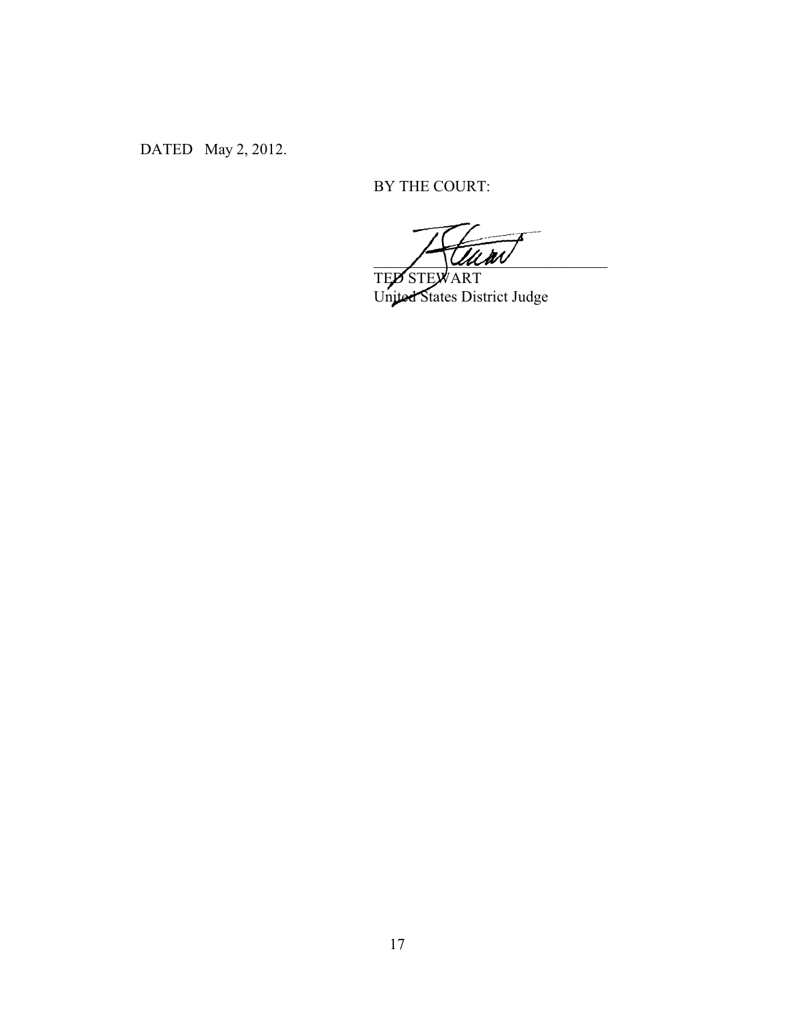DATED May 2, 2012.

BY THE COURT:

TED STEWART
United States District Judge